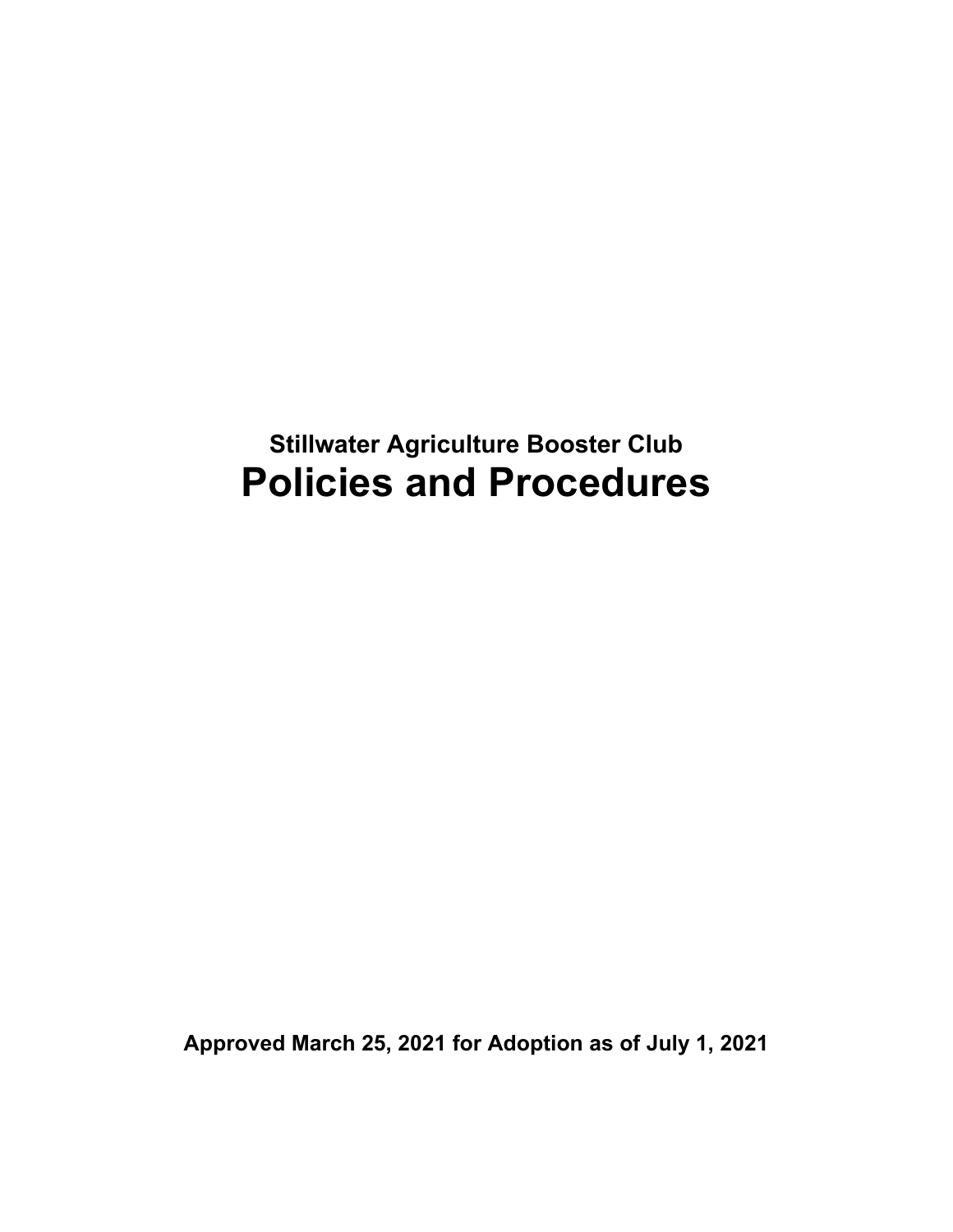## Stillwater Agriculture Booster Club

# Policies and Procedures

**Approved March 25, 2021 for Adoption as of July 1, 2021**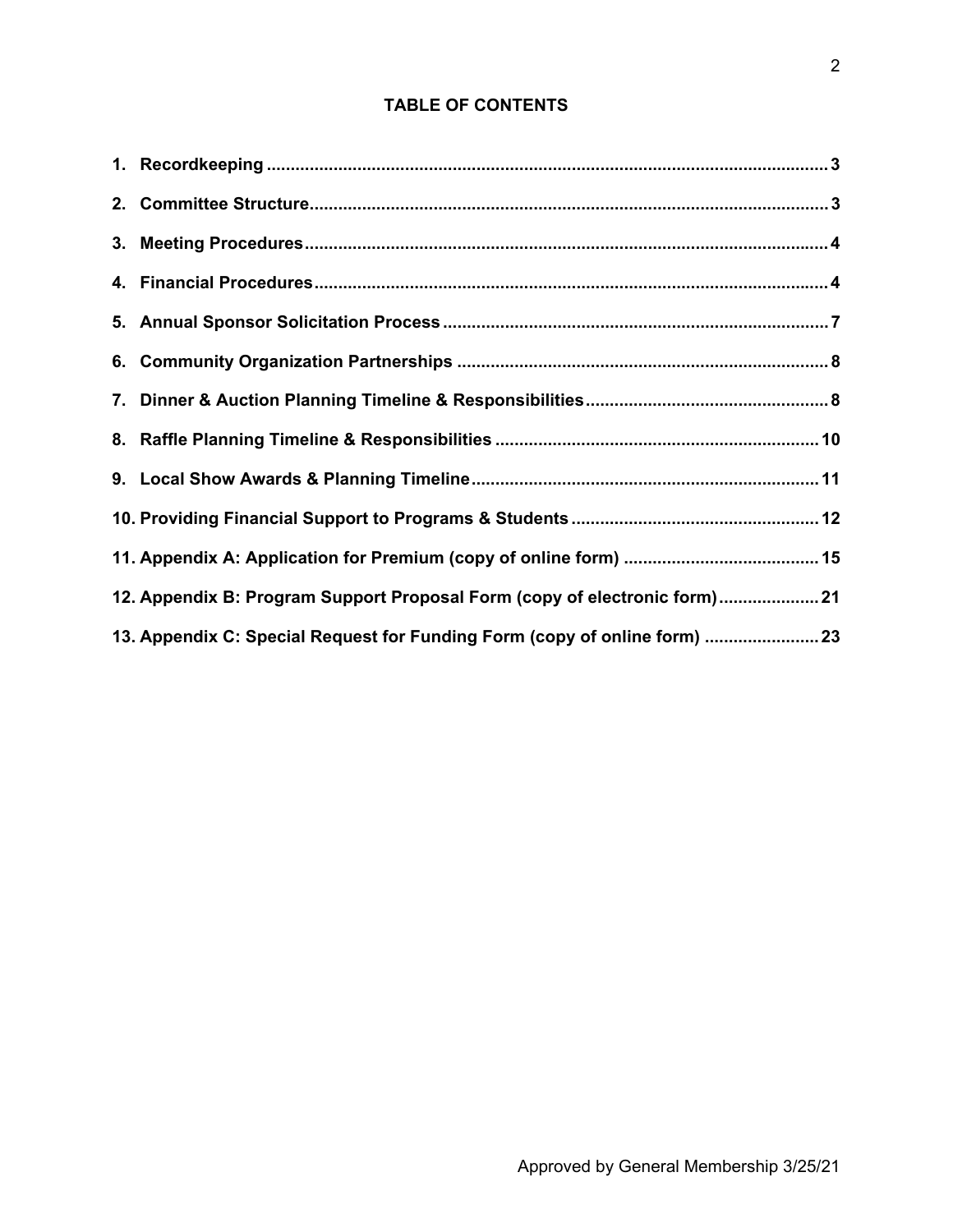## TABLE OF CONTENTS

1. **Recordkeeping** ........................................ 3
2. **Committee Structure** ........................................ 3
3. **Meeting Procedures** ........................................ 4
4. **Financial Procedures** ........................................ 4
5. **Annual Sponsor Solicitation Process** ........................................ 7
6. **Community Organization Partnerships** ........................................ 8
7. **Dinner & Auction Planning Timeline & Responsibilities** ........................................ 8
8. **Raffle Planning Timeline & Responsibilities** ........................................ 10
9. **Local Show Awards & Planning Timeline** ........................................ 11
10. **Providing Financial Support to Programs & Students** ........................................ 12
11. **Appendix A: Application for Premium (copy of online form)** ........................................ 15
12. **Appendix B: Program Support Proposal Form (copy of electronic form)** ........................................ 21
13. **Appendix C: Special Request for Funding Form (copy of online form)** ........................................ 23

Approved by General Membership 3/25/21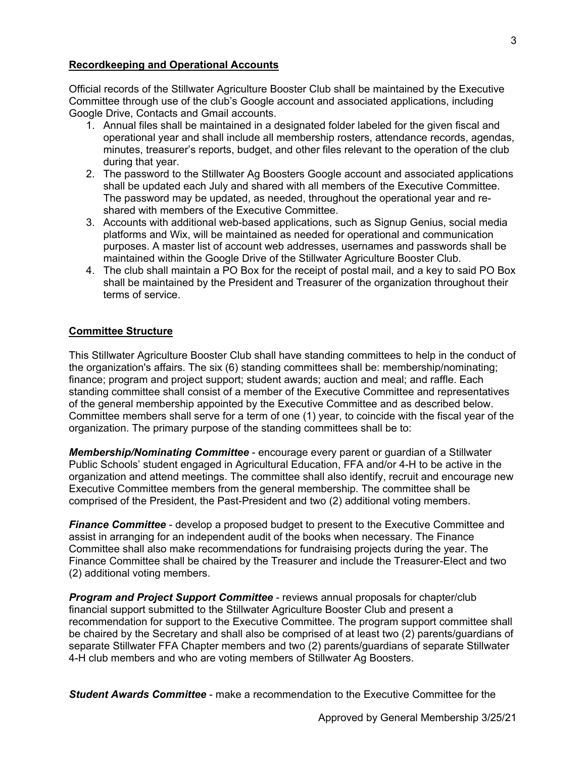**Recordkeeping and Operational Accounts**

Official records of the Stillwater Agriculture Booster Club shall be maintained by the Executive Committee through use of the club's Google account and associated applications, including Google Drive, Contacts and Gmail accounts.

1. Annual files shall be maintained in a designated folder labeled for the given fiscal and operational year and shall include all membership rosters, attendance records, agendas, minutes, treasurer's reports, budget, and other files relevant to the operation of the club during that year.
2. The password to the Stillwater Ag Boosters Google account and associated applications shall be updated each July and shared with all members of the Executive Committee. The password may be updated, as needed, throughout the operational year and re-shared with members of the Executive Committee.
3. Accounts with additional web-based applications, such as Signup Genius, social media platforms and Wix, will be maintained as needed for operational and communication purposes. A master list of account web addresses, usernames and passwords shall be maintained within the Google Drive of the Stillwater Agriculture Booster Club.
4. The club shall maintain a PO Box for the receipt of postal mail, and a key to said PO Box shall be maintained by the President and Treasurer of the organization throughout their terms of service.

**Committee Structure**

This Stillwater Agriculture Booster Club shall have standing committees to help in the conduct of the organization's affairs. The six (6) standing committees shall be: membership/nominating; finance; program and project support; student awards; auction and meal; and raffle. Each standing committee shall consist of a member of the Executive Committee and representatives of the general membership appointed by the Executive Committee and as described below. Committee members shall serve for a term of one (1) year, to coincide with the fiscal year of the organization. The primary purpose of the standing committees shall be to:

***Membership/Nominating Committee*** - encourage every parent or guardian of a Stillwater Public Schools' student engaged in Agricultural Education, FFA and/or 4-H to be active in the organization and attend meetings. The committee shall also identify, recruit and encourage new Executive Committee members from the general membership. The committee shall be comprised of the President, the Past-President and two (2) additional voting members.

***Finance Committee*** - develop a proposed budget to present to the Executive Committee and assist in arranging for an independent audit of the books when necessary. The Finance Committee shall also make recommendations for fundraising projects during the year. The Finance Committee shall be chaired by the Treasurer and include the Treasurer-Elect and two (2) additional voting members.

***Program and Project Support Committee*** - reviews annual proposals for chapter/club financial support submitted to the Stillwater Agriculture Booster Club and present a recommendation for support to the Executive Committee. The program support committee shall be chaired by the Secretary and shall also be comprised of at least two (2) parents/guardians of separate Stillwater FFA Chapter members and two (2) parents/guardians of separate Stillwater 4-H club members and who are voting members of Stillwater Ag Boosters.

***Student Awards Committee*** - make a recommendation to the Executive Committee for the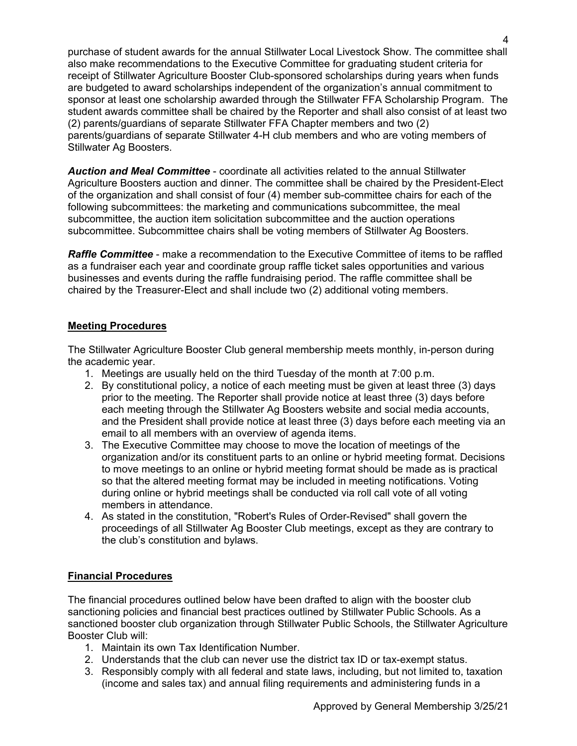purchase of student awards for the annual Stillwater Local Livestock Show. The committee shall also make recommendations to the Executive Committee for graduating student criteria for receipt of Stillwater Agriculture Booster Club-sponsored scholarships during years when funds are budgeted to award scholarships independent of the organization's annual commitment to sponsor at least one scholarship awarded through the Stillwater FFA Scholarship Program. The student awards committee shall be chaired by the Reporter and shall also consist of at least two (2) parents/guardians of separate Stillwater FFA Chapter members and two (2) parents/guardians of separate Stillwater 4-H club members and who are voting members of Stillwater Ag Boosters.

***Auction and Meal Committee*** - coordinate all activities related to the annual Stillwater Agriculture Boosters auction and dinner. The committee shall be chaired by the President-Elect of the organization and shall consist of four (4) member sub-committee chairs for each of the following subcommittees: the marketing and communications subcommittee, the meal subcommittee, the auction item solicitation subcommittee and the auction operations subcommittee. Subcommittee chairs shall be voting members of Stillwater Ag Boosters.

***Raffle Committee*** - make a recommendation to the Executive Committee of items to be raffled as a fundraiser each year and coordinate group raffle ticket sales opportunities and various businesses and events during the raffle fundraising period. The raffle committee shall be chaired by the Treasurer-Elect and shall include two (2) additional voting members.

## Meeting Procedures

The Stillwater Agriculture Booster Club general membership meets monthly, in-person during the academic year.

1. Meetings are usually held on the third Tuesday of the month at 7:00 p.m.
2. By constitutional policy, a notice of each meeting must be given at least three (3) days prior to the meeting. The Reporter shall provide notice at least three (3) days before each meeting through the Stillwater Ag Boosters website and social media accounts, and the President shall provide notice at least three (3) days before each meeting via an email to all members with an overview of agenda items.
3. The Executive Committee may choose to move the location of meetings of the organization and/or its constituent parts to an online or hybrid meeting format. Decisions to move meetings to an online or hybrid meeting format should be made as is practical so that the altered meeting format may be included in meeting notifications. Voting during online or hybrid meetings shall be conducted via roll call vote of all voting members in attendance.
4. As stated in the constitution, "Robert's Rules of Order-Revised" shall govern the proceedings of all Stillwater Ag Booster Club meetings, except as they are contrary to the club's constitution and bylaws.

## Financial Procedures

The financial procedures outlined below have been drafted to align with the booster club sanctioning policies and financial best practices outlined by Stillwater Public Schools. As a sanctioned booster club organization through Stillwater Public Schools, the Stillwater Agriculture Booster Club will:

1. Maintain its own Tax Identification Number.
2. Understands that the club can never use the district tax ID or tax-exempt status.
3. Responsibly comply with all federal and state laws, including, but not limited to, taxation (income and sales tax) and annual filing requirements and administering funds in a

Approved by General Membership 3/25/21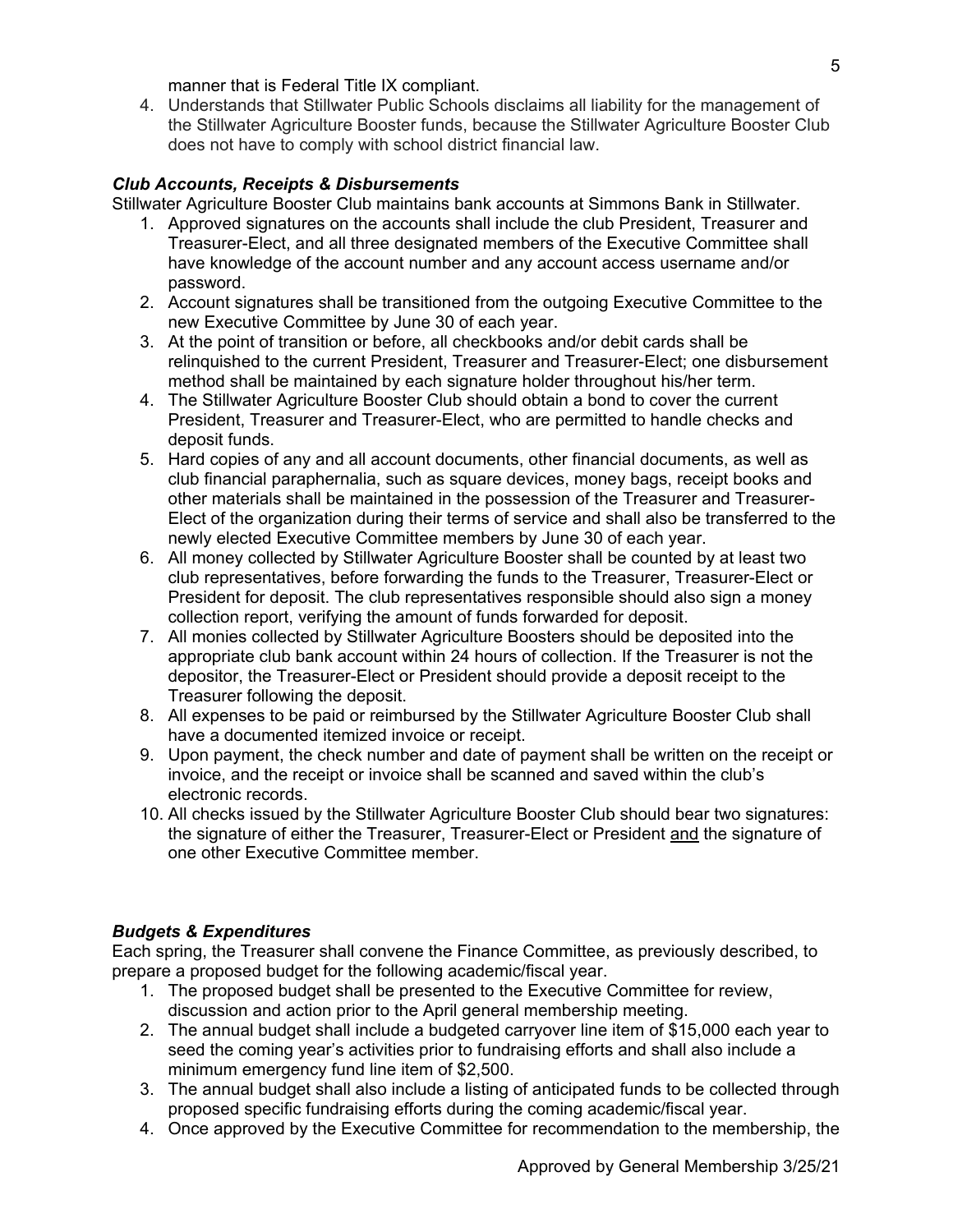manner that is Federal Title IX compliant.

4. Understands that Stillwater Public Schools disclaims all liability for the management of the Stillwater Agriculture Booster funds, because the Stillwater Agriculture Booster Club does not have to comply with school district financial law.

### *Club Accounts, Receipts & Disbursements*

Stillwater Agriculture Booster Club maintains bank accounts at Simmons Bank in Stillwater.

1. Approved signatures on the accounts shall include the club President, Treasurer and Treasurer-Elect, and all three designated members of the Executive Committee shall have knowledge of the account number and any account access username and/or password.
2. Account signatures shall be transitioned from the outgoing Executive Committee to the new Executive Committee by June 30 of each year.
3. At the point of transition or before, all checkbooks and/or debit cards shall be relinquished to the current President, Treasurer and Treasurer-Elect; one disbursement method shall be maintained by each signature holder throughout his/her term.
4. The Stillwater Agriculture Booster Club should obtain a bond to cover the current President, Treasurer and Treasurer-Elect, who are permitted to handle checks and deposit funds.
5. Hard copies of any and all account documents, other financial documents, as well as club financial paraphernalia, such as square devices, money bags, receipt books and other materials shall be maintained in the possession of the Treasurer and Treasurer-Elect of the organization during their terms of service and shall also be transferred to the newly elected Executive Committee members by June 30 of each year.
6. All money collected by Stillwater Agriculture Booster shall be counted by at least two club representatives, before forwarding the funds to the Treasurer, Treasurer-Elect or President for deposit. The club representatives responsible should also sign a money collection report, verifying the amount of funds forwarded for deposit.
7. All monies collected by Stillwater Agriculture Boosters should be deposited into the appropriate club bank account within 24 hours of collection. If the Treasurer is not the depositor, the Treasurer-Elect or President should provide a deposit receipt to the Treasurer following the deposit.
8. All expenses to be paid or reimbursed by the Stillwater Agriculture Booster Club shall have a documented itemized invoice or receipt.
9. Upon payment, the check number and date of payment shall be written on the receipt or invoice, and the receipt or invoice shall be scanned and saved within the club's electronic records.
10. All checks issued by the Stillwater Agriculture Booster Club should bear two signatures: the signature of either the Treasurer, Treasurer-Elect or President <u>and</u> the signature of one other Executive Committee member.

### *Budgets & Expenditures*

Each spring, the Treasurer shall convene the Finance Committee, as previously described, to prepare a proposed budget for the following academic/fiscal year.

1. The proposed budget shall be presented to the Executive Committee for review, discussion and action prior to the April general membership meeting.
2. The annual budget shall include a budgeted carryover line item of $15,000 each year to seed the coming year's activities prior to fundraising efforts and shall also include a minimum emergency fund line item of $2,500.
3. The annual budget shall also include a listing of anticipated funds to be collected through proposed specific fundraising efforts during the coming academic/fiscal year.
4. Once approved by the Executive Committee for recommendation to the membership, the

Approved by General Membership 3/25/21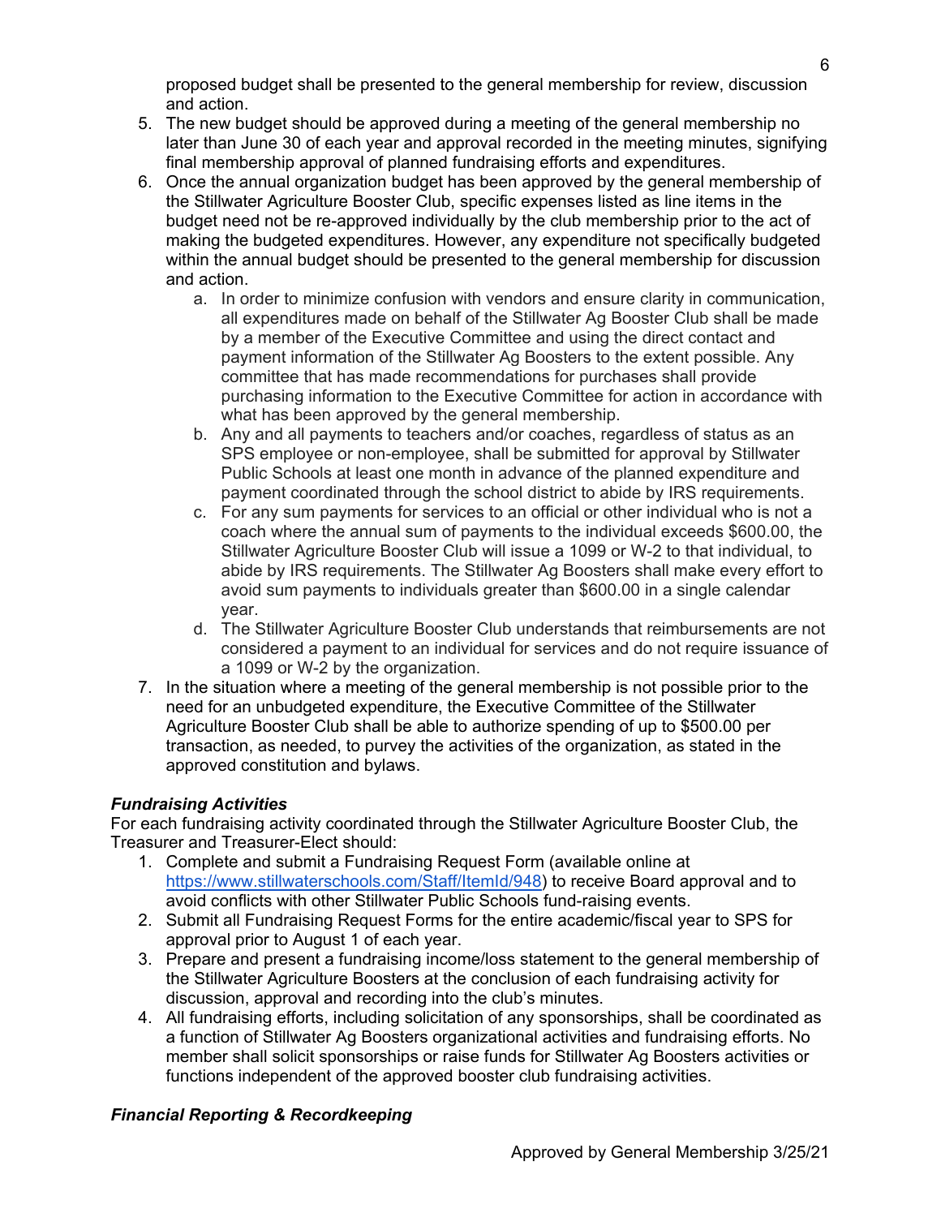proposed budget shall be presented to the general membership for review, discussion and action.

5. The new budget should be approved during a meeting of the general membership no later than June 30 of each year and approval recorded in the meeting minutes, signifying final membership approval of planned fundraising efforts and expenditures.
6. Once the annual organization budget has been approved by the general membership of the Stillwater Agriculture Booster Club, specific expenses listed as line items in the budget need not be re-approved individually by the club membership prior to the act of making the budgeted expenditures. However, any expenditure not specifically budgeted within the annual budget should be presented to the general membership for discussion and action.
   a. In order to minimize confusion with vendors and ensure clarity in communication, all expenditures made on behalf of the Stillwater Ag Booster Club shall be made by a member of the Executive Committee and using the direct contact and payment information of the Stillwater Ag Boosters to the extent possible. Any committee that has made recommendations for purchases shall provide purchasing information to the Executive Committee for action in accordance with what has been approved by the general membership.
   b. Any and all payments to teachers and/or coaches, regardless of status as an SPS employee or non-employee, shall be submitted for approval by Stillwater Public Schools at least one month in advance of the planned expenditure and payment coordinated through the school district to abide by IRS requirements.
   c. For any sum payments for services to an official or other individual who is not a coach where the annual sum of payments to the individual exceeds $600.00, the Stillwater Agriculture Booster Club will issue a 1099 or W-2 to that individual, to abide by IRS requirements. The Stillwater Ag Boosters shall make every effort to avoid sum payments to individuals greater than $600.00 in a single calendar year.
   d. The Stillwater Agriculture Booster Club understands that reimbursements are not considered a payment to an individual for services and do not require issuance of a 1099 or W-2 by the organization.
7. In the situation where a meeting of the general membership is not possible prior to the need for an unbudgeted expenditure, the Executive Committee of the Stillwater Agriculture Booster Club shall be able to authorize spending of up to $500.00 per transaction, as needed, to purvey the activities of the organization, as stated in the approved constitution and bylaws.

### ***Fundraising Activities***

For each fundraising activity coordinated through the Stillwater Agriculture Booster Club, the Treasurer and Treasurer-Elect should:

1. Complete and submit a Fundraising Request Form (available online at https://www.stillwaterschools.com/Staff/ItemId/948) to receive Board approval and to avoid conflicts with other Stillwater Public Schools fund-raising events.
2. Submit all Fundraising Request Forms for the entire academic/fiscal year to SPS for approval prior to August 1 of each year.
3. Prepare and present a fundraising income/loss statement to the general membership of the Stillwater Agriculture Boosters at the conclusion of each fundraising activity for discussion, approval and recording into the club's minutes.
4. All fundraising efforts, including solicitation of any sponsorships, shall be coordinated as a function of Stillwater Ag Boosters organizational activities and fundraising efforts. No member shall solicit sponsorships or raise funds for Stillwater Ag Boosters activities or functions independent of the approved booster club fundraising activities.

### ***Financial Reporting & Recordkeeping***

Approved by General Membership 3/25/21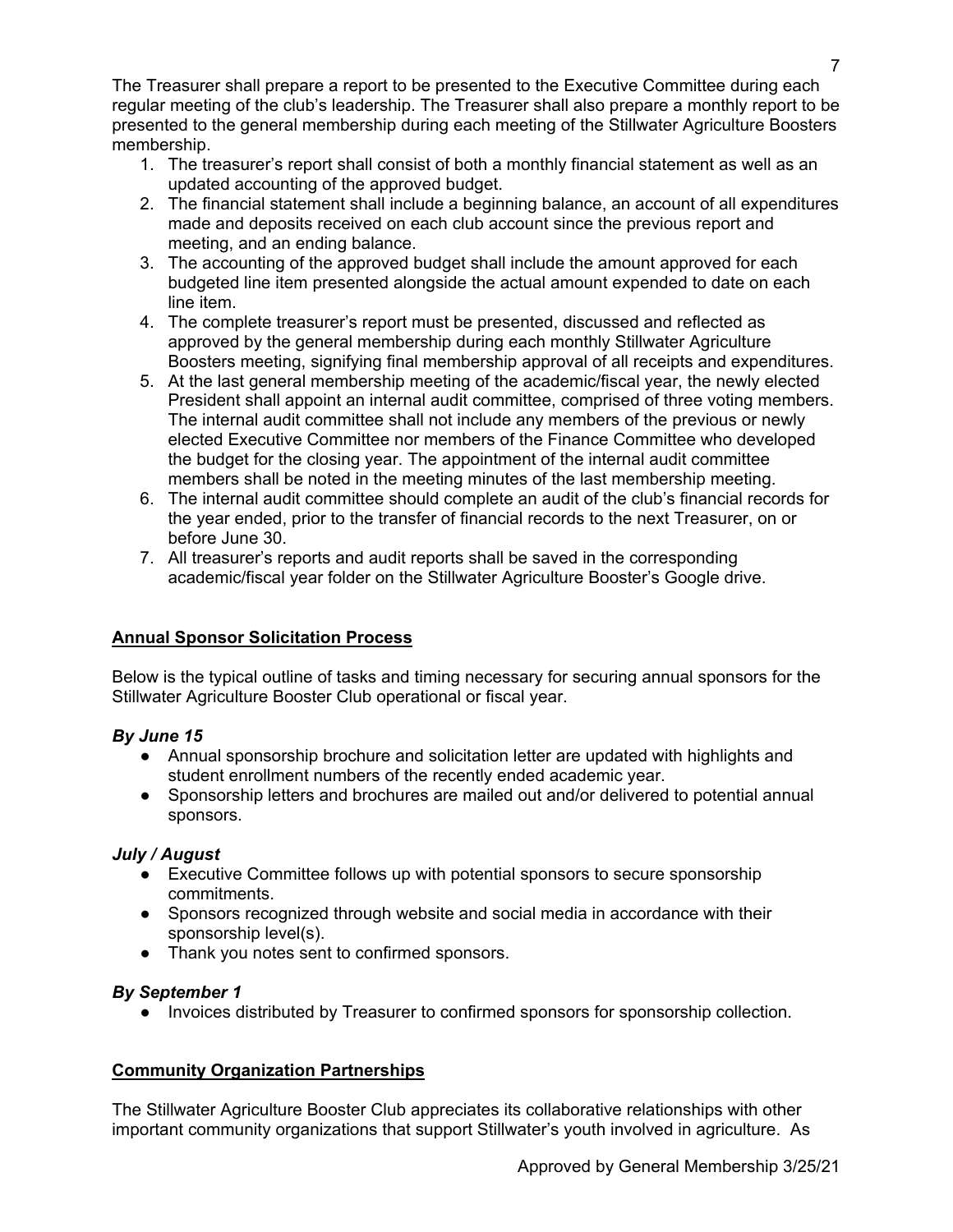The Treasurer shall prepare a report to be presented to the Executive Committee during each regular meeting of the club's leadership. The Treasurer shall also prepare a monthly report to be presented to the general membership during each meeting of the Stillwater Agriculture Boosters membership.

1. The treasurer's report shall consist of both a monthly financial statement as well as an updated accounting of the approved budget.
2. The financial statement shall include a beginning balance, an account of all expenditures made and deposits received on each club account since the previous report and meeting, and an ending balance.
3. The accounting of the approved budget shall include the amount approved for each budgeted line item presented alongside the actual amount expended to date on each line item.
4. The complete treasurer's report must be presented, discussed and reflected as approved by the general membership during each monthly Stillwater Agriculture Boosters meeting, signifying final membership approval of all receipts and expenditures.
5. At the last general membership meeting of the academic/fiscal year, the newly elected President shall appoint an internal audit committee, comprised of three voting members. The internal audit committee shall not include any members of the previous or newly elected Executive Committee nor members of the Finance Committee who developed the budget for the closing year. The appointment of the internal audit committee members shall be noted in the meeting minutes of the last membership meeting.
6. The internal audit committee should complete an audit of the club's financial records for the year ended, prior to the transfer of financial records to the next Treasurer, on or before June 30.
7. All treasurer's reports and audit reports shall be saved in the corresponding academic/fiscal year folder on the Stillwater Agriculture Booster's Google drive.

## Annual Sponsor Solicitation Process

Below is the typical outline of tasks and timing necessary for securing annual sponsors for the Stillwater Agriculture Booster Club operational or fiscal year.

### *By June 15*

- Annual sponsorship brochure and solicitation letter are updated with highlights and student enrollment numbers of the recently ended academic year.
- Sponsorship letters and brochures are mailed out and/or delivered to potential annual sponsors.

### *July / August*

- Executive Committee follows up with potential sponsors to secure sponsorship commitments.
- Sponsors recognized through website and social media in accordance with their sponsorship level(s).
- Thank you notes sent to confirmed sponsors.

### *By September 1*

- Invoices distributed by Treasurer to confirmed sponsors for sponsorship collection.

## Community Organization Partnerships

The Stillwater Agriculture Booster Club appreciates its collaborative relationships with other important community organizations that support Stillwater's youth involved in agriculture. As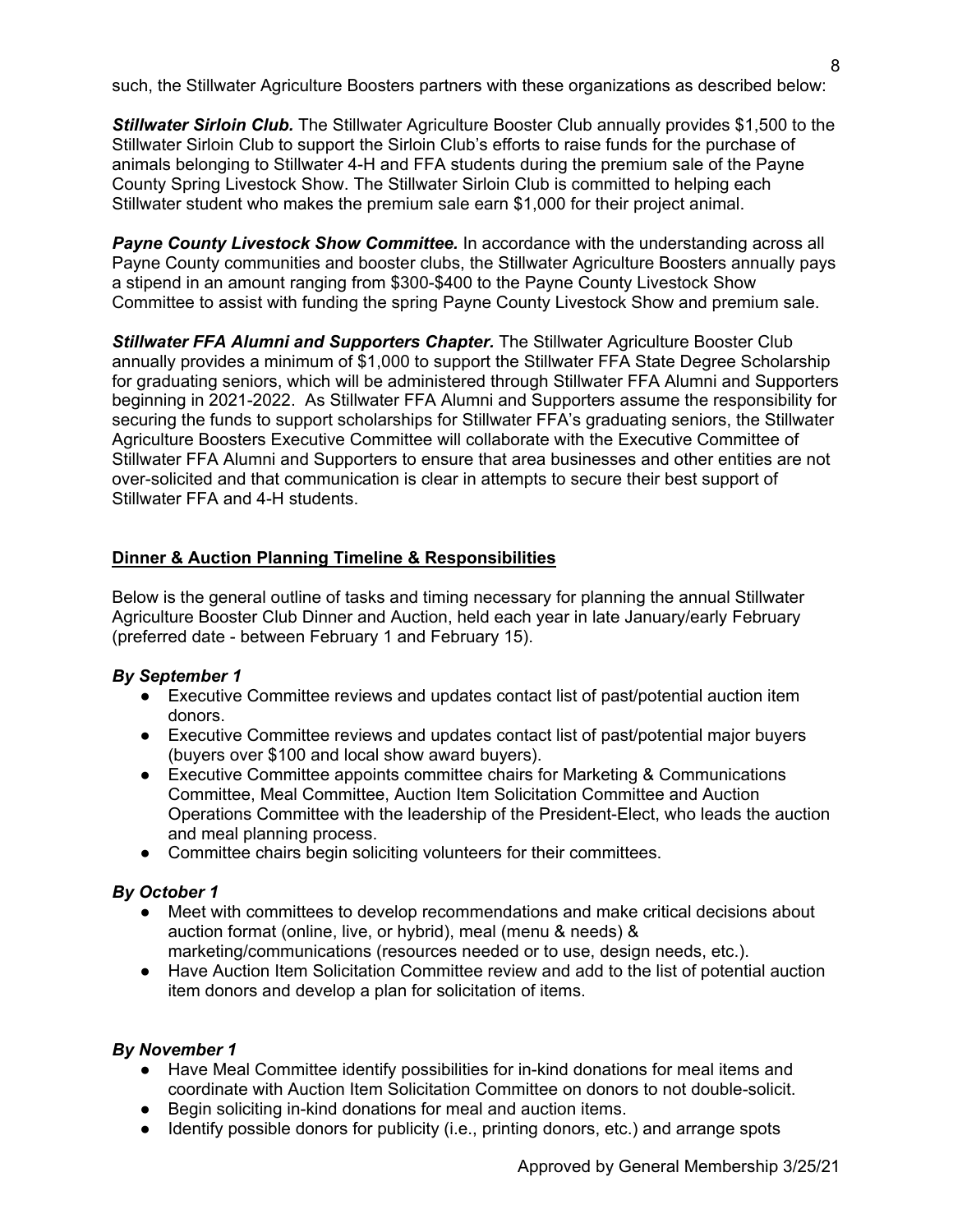such, the Stillwater Agriculture Boosters partners with these organizations as described below:

***Stillwater Sirloin Club.*** The Stillwater Agriculture Booster Club annually provides $1,500 to the Stillwater Sirloin Club to support the Sirloin Club's efforts to raise funds for the purchase of animals belonging to Stillwater 4-H and FFA students during the premium sale of the Payne County Spring Livestock Show. The Stillwater Sirloin Club is committed to helping each Stillwater student who makes the premium sale earn $1,000 for their project animal.

***Payne County Livestock Show Committee.*** In accordance with the understanding across all Payne County communities and booster clubs, the Stillwater Agriculture Boosters annually pays a stipend in an amount ranging from $300-$400 to the Payne County Livestock Show Committee to assist with funding the spring Payne County Livestock Show and premium sale.

***Stillwater FFA Alumni and Supporters Chapter.*** The Stillwater Agriculture Booster Club annually provides a minimum of $1,000 to support the Stillwater FFA State Degree Scholarship for graduating seniors, which will be administered through Stillwater FFA Alumni and Supporters beginning in 2021-2022. As Stillwater FFA Alumni and Supporters assume the responsibility for securing the funds to support scholarships for Stillwater FFA's graduating seniors, the Stillwater Agriculture Boosters Executive Committee will collaborate with the Executive Committee of Stillwater FFA Alumni and Supporters to ensure that area businesses and other entities are not over-solicited and that communication is clear in attempts to secure their best support of Stillwater FFA and 4-H students.

## Dinner & Auction Planning Timeline & Responsibilities

Below is the general outline of tasks and timing necessary for planning the annual Stillwater Agriculture Booster Club Dinner and Auction, held each year in late January/early February (preferred date - between February 1 and February 15).

### *By September 1*

- Executive Committee reviews and updates contact list of past/potential auction item donors.
- Executive Committee reviews and updates contact list of past/potential major buyers (buyers over $100 and local show award buyers).
- Executive Committee appoints committee chairs for Marketing & Communications Committee, Meal Committee, Auction Item Solicitation Committee and Auction Operations Committee with the leadership of the President-Elect, who leads the auction and meal planning process.
- Committee chairs begin soliciting volunteers for their committees.

### *By October 1*

- Meet with committees to develop recommendations and make critical decisions about auction format (online, live, or hybrid), meal (menu & needs) & marketing/communications (resources needed or to use, design needs, etc.).
- Have Auction Item Solicitation Committee review and add to the list of potential auction item donors and develop a plan for solicitation of items.

### *By November 1*

- Have Meal Committee identify possibilities for in-kind donations for meal items and coordinate with Auction Item Solicitation Committee on donors to not double-solicit.
- Begin soliciting in-kind donations for meal and auction items.
- Identify possible donors for publicity (i.e., printing donors, etc.) and arrange spots

Approved by General Membership 3/25/21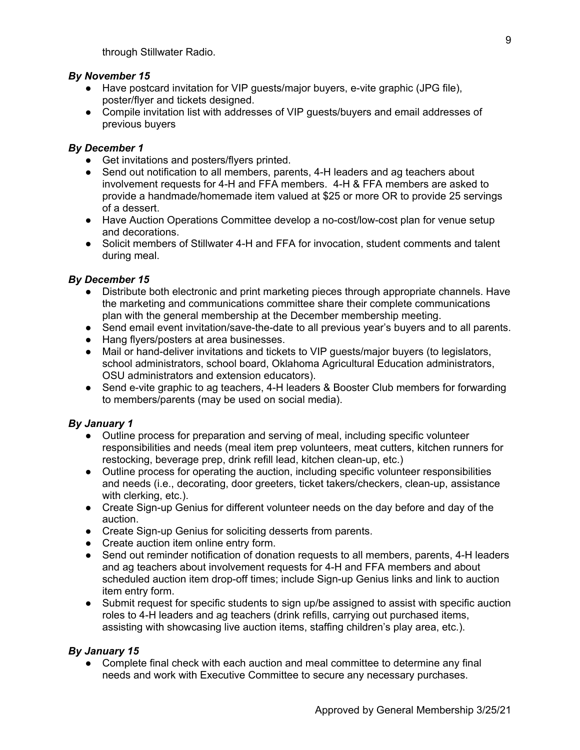through Stillwater Radio.

***By November 15***

- Have postcard invitation for VIP guests/major buyers, e-vite graphic (JPG file), poster/flyer and tickets designed.
- Compile invitation list with addresses of VIP guests/buyers and email addresses of previous buyers

***By December 1***

- Get invitations and posters/flyers printed.
- Send out notification to all members, parents, 4-H leaders and ag teachers about involvement requests for 4-H and FFA members. 4-H & FFA members are asked to provide a handmade/homemade item valued at $25 or more OR to provide 25 servings of a dessert.
- Have Auction Operations Committee develop a no-cost/low-cost plan for venue setup and decorations.
- Solicit members of Stillwater 4-H and FFA for invocation, student comments and talent during meal.

***By December 15***

- Distribute both electronic and print marketing pieces through appropriate channels. Have the marketing and communications committee share their complete communications plan with the general membership at the December membership meeting.
- Send email event invitation/save-the-date to all previous year's buyers and to all parents.
- Hang flyers/posters at area businesses.
- Mail or hand-deliver invitations and tickets to VIP guests/major buyers (to legislators, school administrators, school board, Oklahoma Agricultural Education administrators, OSU administrators and extension educators).
- Send e-vite graphic to ag teachers, 4-H leaders & Booster Club members for forwarding to members/parents (may be used on social media).

***By January 1***

- Outline process for preparation and serving of meal, including specific volunteer responsibilities and needs (meal item prep volunteers, meat cutters, kitchen runners for restocking, beverage prep, drink refill lead, kitchen clean-up, etc.)
- Outline process for operating the auction, including specific volunteer responsibilities and needs (i.e., decorating, door greeters, ticket takers/checkers, clean-up, assistance with clerking, etc.).
- Create Sign-up Genius for different volunteer needs on the day before and day of the auction.
- Create Sign-up Genius for soliciting desserts from parents.
- Create auction item online entry form.
- Send out reminder notification of donation requests to all members, parents, 4-H leaders and ag teachers about involvement requests for 4-H and FFA members and about scheduled auction item drop-off times; include Sign-up Genius links and link to auction item entry form.
- Submit request for specific students to sign up/be assigned to assist with specific auction roles to 4-H leaders and ag teachers (drink refills, carrying out purchased items, assisting with showcasing live auction items, staffing children's play area, etc.).

***By January 15***

- Complete final check with each auction and meal committee to determine any final needs and work with Executive Committee to secure any necessary purchases.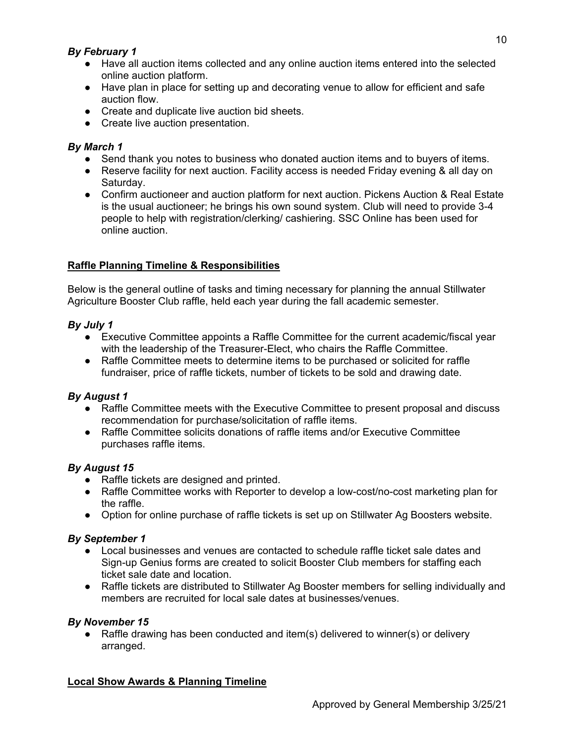***By February 1***

- Have all auction items collected and any online auction items entered into the selected online auction platform.
- Have plan in place for setting up and decorating venue to allow for efficient and safe auction flow.
- Create and duplicate live auction bid sheets.
- Create live auction presentation.

***By March 1***

- Send thank you notes to business who donated auction items and to buyers of items.
- Reserve facility for next auction. Facility access is needed Friday evening & all day on Saturday.
- Confirm auctioneer and auction platform for next auction. Pickens Auction & Real Estate is the usual auctioneer; he brings his own sound system. Club will need to provide 3-4 people to help with registration/clerking/ cashiering. SSC Online has been used for online auction.

## Raffle Planning Timeline & Responsibilities

Below is the general outline of tasks and timing necessary for planning the annual Stillwater Agriculture Booster Club raffle, held each year during the fall academic semester.

***By July 1***

- Executive Committee appoints a Raffle Committee for the current academic/fiscal year with the leadership of the Treasurer-Elect, who chairs the Raffle Committee.
- Raffle Committee meets to determine items to be purchased or solicited for raffle fundraiser, price of raffle tickets, number of tickets to be sold and drawing date.

***By August 1***

- Raffle Committee meets with the Executive Committee to present proposal and discuss recommendation for purchase/solicitation of raffle items.
- Raffle Committee solicits donations of raffle items and/or Executive Committee purchases raffle items.

***By August 15***

- Raffle tickets are designed and printed.
- Raffle Committee works with Reporter to develop a low-cost/no-cost marketing plan for the raffle.
- Option for online purchase of raffle tickets is set up on Stillwater Ag Boosters website.

***By September 1***

- Local businesses and venues are contacted to schedule raffle ticket sale dates and Sign-up Genius forms are created to solicit Booster Club members for staffing each ticket sale date and location.
- Raffle tickets are distributed to Stillwater Ag Booster members for selling individually and members are recruited for local sale dates at businesses/venues.

***By November 15***

- Raffle drawing has been conducted and item(s) delivered to winner(s) or delivery arranged.

## Local Show Awards & Planning Timeline

Approved by General Membership 3/25/21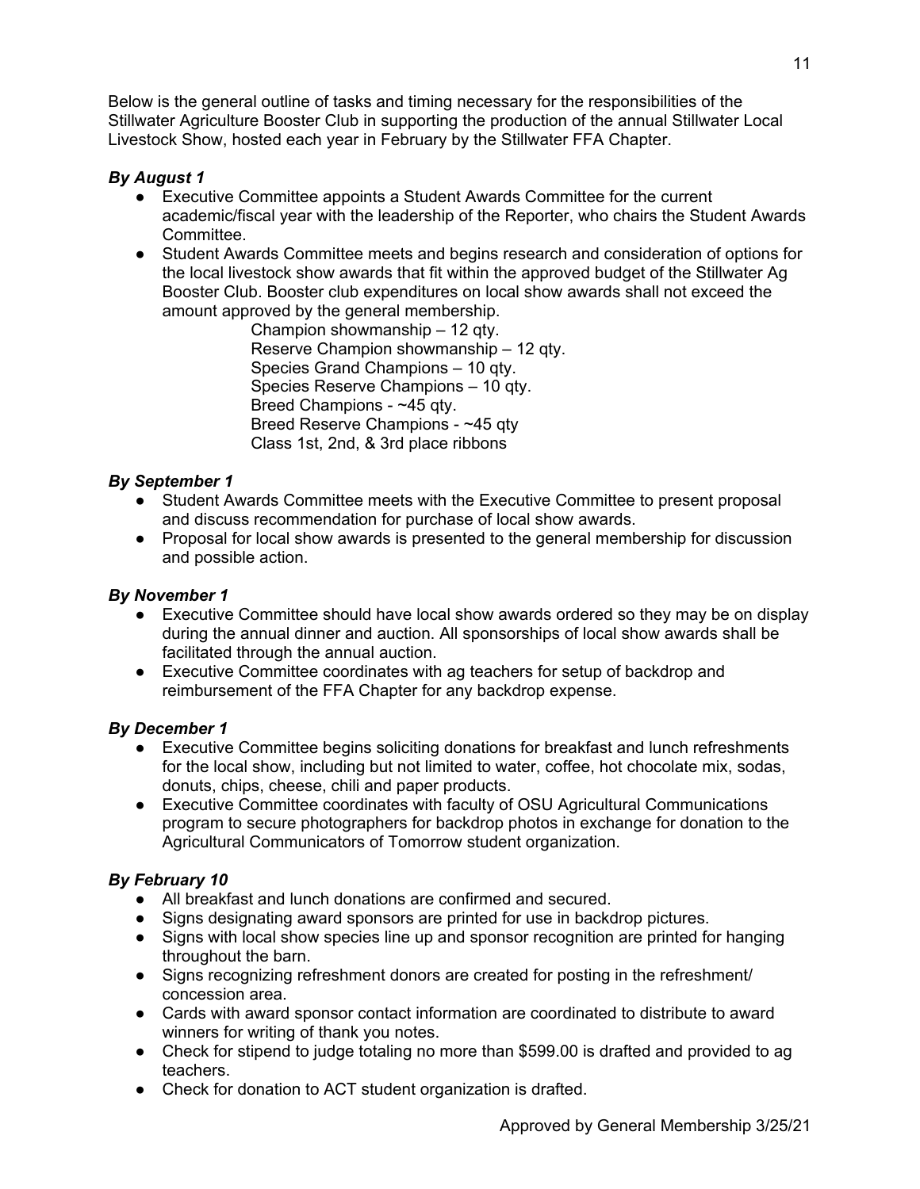Below is the general outline of tasks and timing necessary for the responsibilities of the Stillwater Agriculture Booster Club in supporting the production of the annual Stillwater Local Livestock Show, hosted each year in February by the Stillwater FFA Chapter.

***By August 1***

- Executive Committee appoints a Student Awards Committee for the current academic/fiscal year with the leadership of the Reporter, who chairs the Student Awards Committee.
- Student Awards Committee meets and begins research and consideration of options for the local livestock show awards that fit within the approved budget of the Stillwater Ag Booster Club. Booster club expenditures on local show awards shall not exceed the amount approved by the general membership.

  Champion showmanship – 12 qty.
  Reserve Champion showmanship – 12 qty.
  Species Grand Champions – 10 qty.
  Species Reserve Champions – 10 qty.
  Breed Champions - ~45 qty.
  Breed Reserve Champions - ~45 qty
  Class 1st, 2nd, & 3rd place ribbons

***By September 1***

- Student Awards Committee meets with the Executive Committee to present proposal and discuss recommendation for purchase of local show awards.
- Proposal for local show awards is presented to the general membership for discussion and possible action.

***By November 1***

- Executive Committee should have local show awards ordered so they may be on display during the annual dinner and auction. All sponsorships of local show awards shall be facilitated through the annual auction.
- Executive Committee coordinates with ag teachers for setup of backdrop and reimbursement of the FFA Chapter for any backdrop expense.

***By December 1***

- Executive Committee begins soliciting donations for breakfast and lunch refreshments for the local show, including but not limited to water, coffee, hot chocolate mix, sodas, donuts, chips, cheese, chili and paper products.
- Executive Committee coordinates with faculty of OSU Agricultural Communications program to secure photographers for backdrop photos in exchange for donation to the Agricultural Communicators of Tomorrow student organization.

***By February 10***

- All breakfast and lunch donations are confirmed and secured.
- Signs designating award sponsors are printed for use in backdrop pictures.
- Signs with local show species line up and sponsor recognition are printed for hanging throughout the barn.
- Signs recognizing refreshment donors are created for posting in the refreshment/ concession area.
- Cards with award sponsor contact information are coordinated to distribute to award winners for writing of thank you notes.
- Check for stipend to judge totaling no more than $599.00 is drafted and provided to ag teachers.
- Check for donation to ACT student organization is drafted.

Approved by General Membership 3/25/21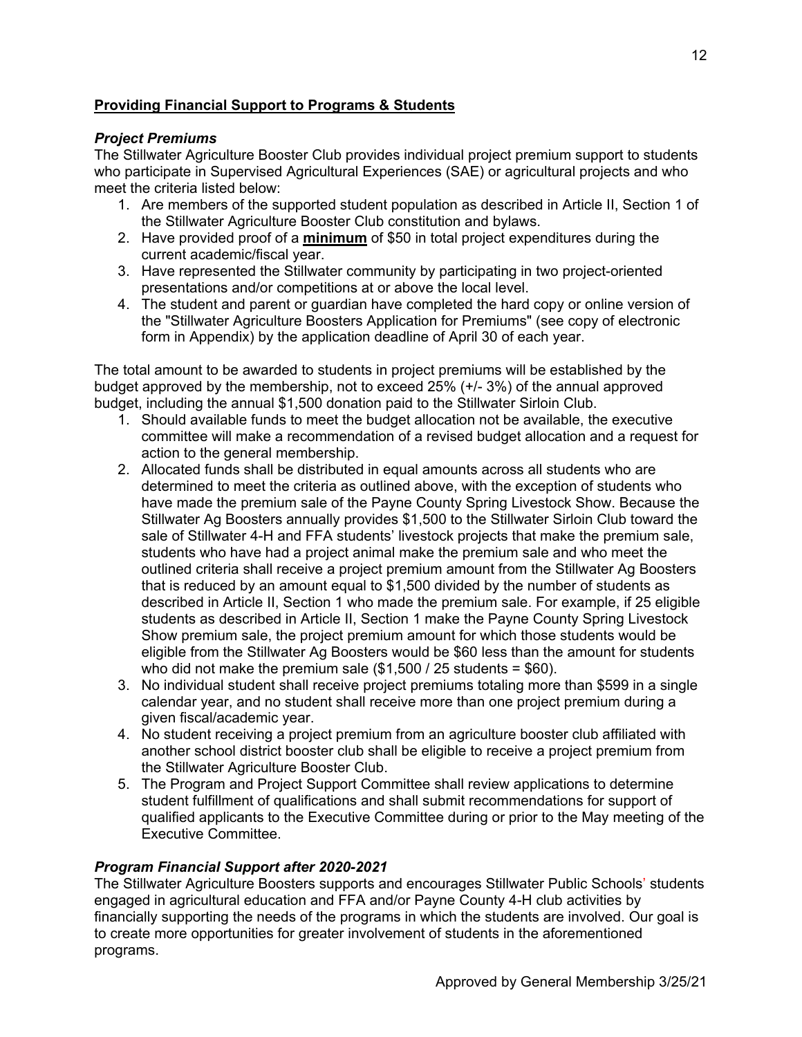## **Providing Financial Support to Programs & Students**

### ***Project Premiums***

The Stillwater Agriculture Booster Club provides individual project premium support to students who participate in Supervised Agricultural Experiences (SAE) or agricultural projects and who meet the criteria listed below:

1. Are members of the supported student population as described in Article II, Section 1 of the Stillwater Agriculture Booster Club constitution and bylaws.
2. Have provided proof of a **minimum** of $50 in total project expenditures during the current academic/fiscal year.
3. Have represented the Stillwater community by participating in two project-oriented presentations and/or competitions at or above the local level.
4. The student and parent or guardian have completed the hard copy or online version of the "Stillwater Agriculture Boosters Application for Premiums" (see copy of electronic form in Appendix) by the application deadline of April 30 of each year.

The total amount to be awarded to students in project premiums will be established by the budget approved by the membership, not to exceed 25% (+/- 3%) of the annual approved budget, including the annual $1,500 donation paid to the Stillwater Sirloin Club.

1. Should available funds to meet the budget allocation not be available, the executive committee will make a recommendation of a revised budget allocation and a request for action to the general membership.
2. Allocated funds shall be distributed in equal amounts across all students who are determined to meet the criteria as outlined above, with the exception of students who have made the premium sale of the Payne County Spring Livestock Show. Because the Stillwater Ag Boosters annually provides $1,500 to the Stillwater Sirloin Club toward the sale of Stillwater 4-H and FFA students' livestock projects that make the premium sale, students who have had a project animal make the premium sale and who meet the outlined criteria shall receive a project premium amount from the Stillwater Ag Boosters that is reduced by an amount equal to $1,500 divided by the number of students as described in Article II, Section 1 who made the premium sale. For example, if 25 eligible students as described in Article II, Section 1 make the Payne County Spring Livestock Show premium sale, the project premium amount for which those students would be eligible from the Stillwater Ag Boosters would be $60 less than the amount for students who did not make the premium sale ($1,500 / 25 students = $60).
3. No individual student shall receive project premiums totaling more than $599 in a single calendar year, and no student shall receive more than one project premium during a given fiscal/academic year.
4. No student receiving a project premium from an agriculture booster club affiliated with another school district booster club shall be eligible to receive a project premium from the Stillwater Agriculture Booster Club.
5. The Program and Project Support Committee shall review applications to determine student fulfillment of qualifications and shall submit recommendations for support of qualified applicants to the Executive Committee during or prior to the May meeting of the Executive Committee.

### ***Program Financial Support after 2020-2021***

The Stillwater Agriculture Boosters supports and encourages Stillwater Public Schools' students engaged in agricultural education and FFA and/or Payne County 4-H club activities by financially supporting the needs of the programs in which the students are involved. Our goal is to create more opportunities for greater involvement of students in the aforementioned programs.

Approved by General Membership 3/25/21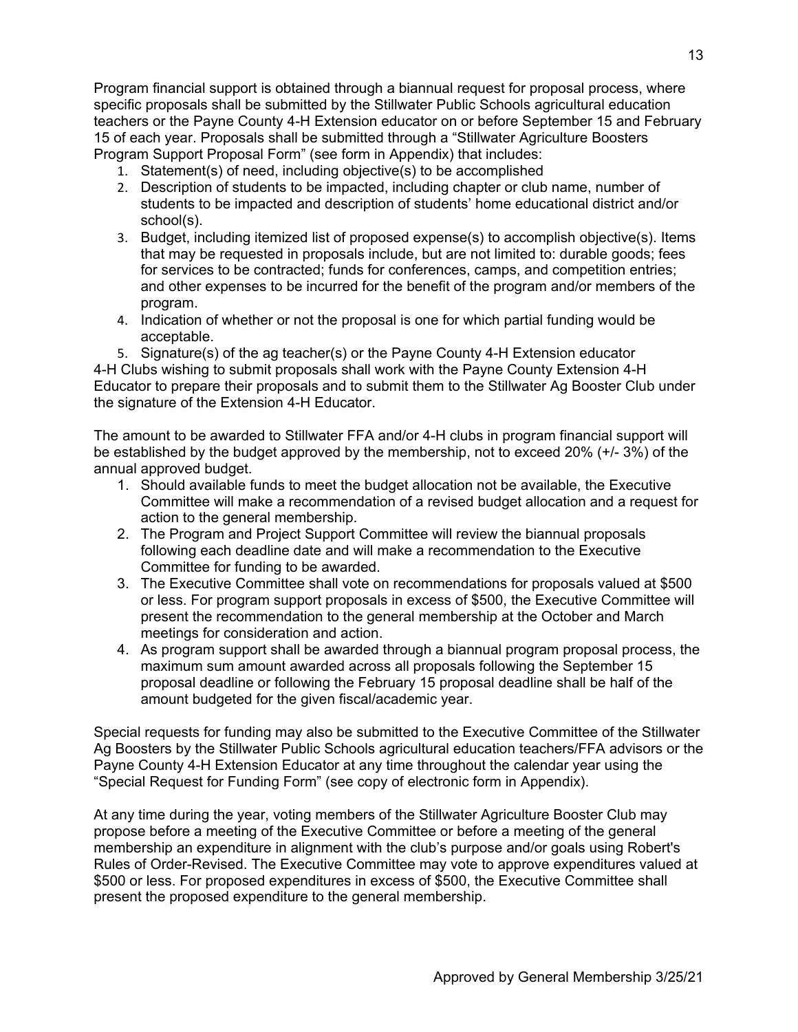Program financial support is obtained through a biannual request for proposal process, where specific proposals shall be submitted by the Stillwater Public Schools agricultural education teachers or the Payne County 4-H Extension educator on or before September 15 and February 15 of each year. Proposals shall be submitted through a "Stillwater Agriculture Boosters Program Support Proposal Form" (see form in Appendix) that includes:

1. Statement(s) of need, including objective(s) to be accomplished
2. Description of students to be impacted, including chapter or club name, number of students to be impacted and description of students' home educational district and/or school(s).
3. Budget, including itemized list of proposed expense(s) to accomplish objective(s). Items that may be requested in proposals include, but are not limited to: durable goods; fees for services to be contracted; funds for conferences, camps, and competition entries; and other expenses to be incurred for the benefit of the program and/or members of the program.
4. Indication of whether or not the proposal is one for which partial funding would be acceptable.
5. Signature(s) of the ag teacher(s) or the Payne County 4-H Extension educator

4-H Clubs wishing to submit proposals shall work with the Payne County Extension 4-H Educator to prepare their proposals and to submit them to the Stillwater Ag Booster Club under the signature of the Extension 4-H Educator.

The amount to be awarded to Stillwater FFA and/or 4-H clubs in program financial support will be established by the budget approved by the membership, not to exceed 20% (+/- 3%) of the annual approved budget.

1. Should available funds to meet the budget allocation not be available, the Executive Committee will make a recommendation of a revised budget allocation and a request for action to the general membership.
2. The Program and Project Support Committee will review the biannual proposals following each deadline date and will make a recommendation to the Executive Committee for funding to be awarded.
3. The Executive Committee shall vote on recommendations for proposals valued at $500 or less. For program support proposals in excess of $500, the Executive Committee will present the recommendation to the general membership at the October and March meetings for consideration and action.
4. As program support shall be awarded through a biannual program proposal process, the maximum sum amount awarded across all proposals following the September 15 proposal deadline or following the February 15 proposal deadline shall be half of the amount budgeted for the given fiscal/academic year.

Special requests for funding may also be submitted to the Executive Committee of the Stillwater Ag Boosters by the Stillwater Public Schools agricultural education teachers/FFA advisors or the Payne County 4-H Extension Educator at any time throughout the calendar year using the "Special Request for Funding Form" (see copy of electronic form in Appendix).

At any time during the year, voting members of the Stillwater Agriculture Booster Club may propose before a meeting of the Executive Committee or before a meeting of the general membership an expenditure in alignment with the club's purpose and/or goals using Robert's Rules of Order-Revised. The Executive Committee may vote to approve expenditures valued at $500 or less. For proposed expenditures in excess of $500, the Executive Committee shall present the proposed expenditure to the general membership.

Approved by General Membership 3/25/21